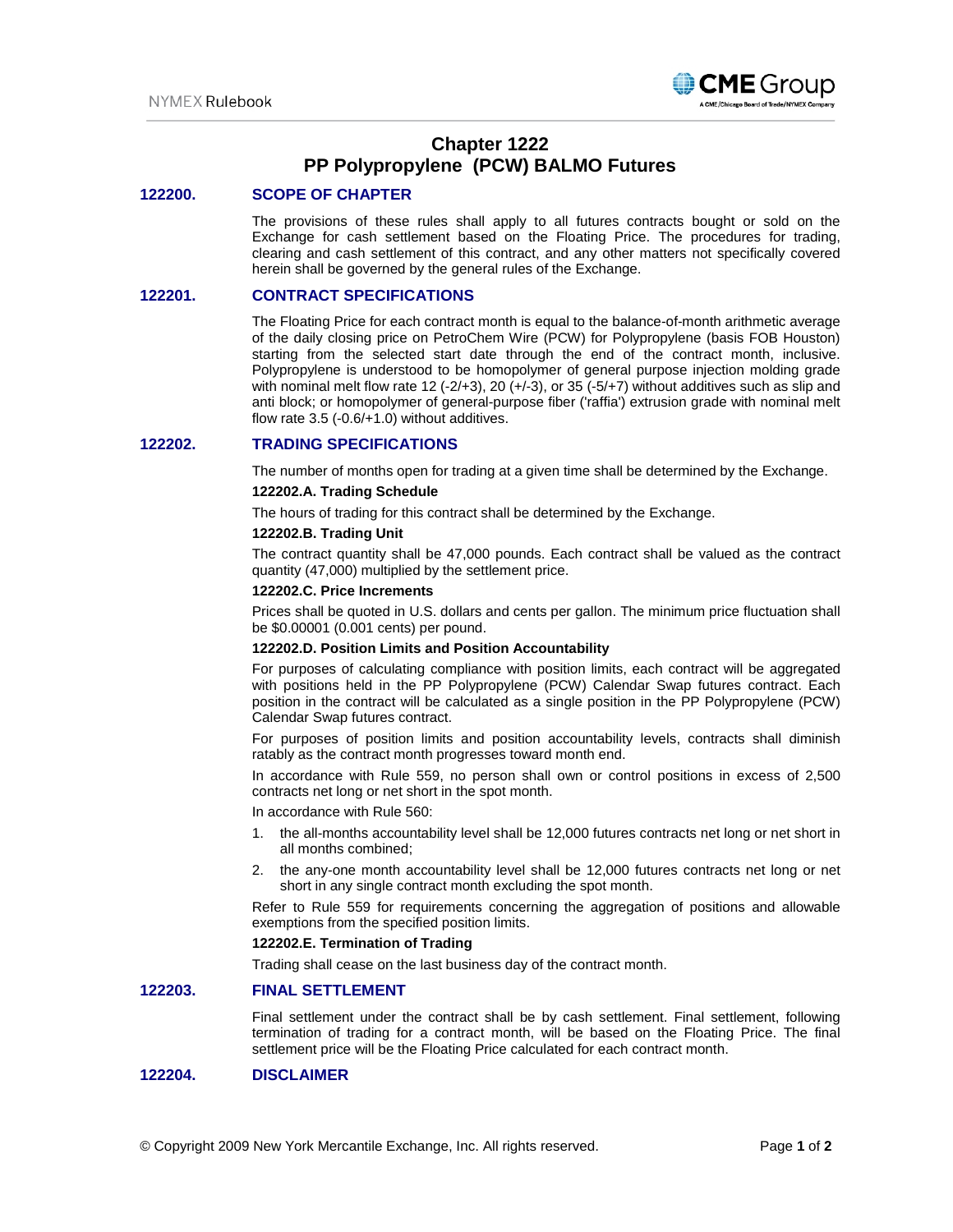# Chapter 1222
# PP Polypropylene (PCW) BALMO Futures

## 122200. SCOPE OF CHAPTER

The provisions of these rules shall apply to all futures contracts bought or sold on the Exchange for cash settlement based on the Floating Price. The procedures for trading, clearing and cash settlement of this contract, and any other matters not specifically covered herein shall be governed by the general rules of the Exchange.

## 122201. CONTRACT SPECIFICATIONS

The Floating Price for each contract month is equal to the balance-of-month arithmetic average of the daily closing price on PetroChem Wire (PCW) for Polypropylene (basis FOB Houston) starting from the selected start date through the end of the contract month, inclusive. Polypropylene is understood to be homopolymer of general purpose injection molding grade with nominal melt flow rate 12 (-2/+3), 20 (+/-3), or 35 (-5/+7) without additives such as slip and anti block; or homopolymer of general-purpose fiber ('raffia') extrusion grade with nominal melt flow rate 3.5 (-0.6/+1.0) without additives.

## 122202. TRADING SPECIFICATIONS

The number of months open for trading at a given time shall be determined by the Exchange.

### 122202.A. Trading Schedule

The hours of trading for this contract shall be determined by the Exchange.

### 122202.B. Trading Unit

The contract quantity shall be 47,000 pounds. Each contract shall be valued as the contract quantity (47,000) multiplied by the settlement price.

### 122202.C. Price Increments

Prices shall be quoted in U.S. dollars and cents per gallon. The minimum price fluctuation shall be $0.00001 (0.001 cents) per pound.

### 122202.D. Position Limits and Position Accountability

For purposes of calculating compliance with position limits, each contract will be aggregated with positions held in the PP Polypropylene (PCW) Calendar Swap futures contract. Each position in the contract will be calculated as a single position in the PP Polypropylene (PCW) Calendar Swap futures contract.

For purposes of position limits and position accountability levels, contracts shall diminish ratably as the contract month progresses toward month end.

In accordance with Rule 559, no person shall own or control positions in excess of 2,500 contracts net long or net short in the spot month.

In accordance with Rule 560:

1. the all-months accountability level shall be 12,000 futures contracts net long or net short in all months combined;
2. the any-one month accountability level shall be 12,000 futures contracts net long or net short in any single contract month excluding the spot month.

Refer to Rule 559 for requirements concerning the aggregation of positions and allowable exemptions from the specified position limits.

### 122202.E. Termination of Trading

Trading shall cease on the last business day of the contract month.

## 122203. FINAL SETTLEMENT

Final settlement under the contract shall be by cash settlement. Final settlement, following termination of trading for a contract month, will be based on the Floating Price. The final settlement price will be the Floating Price calculated for each contract month.

## 122204. DISCLAIMER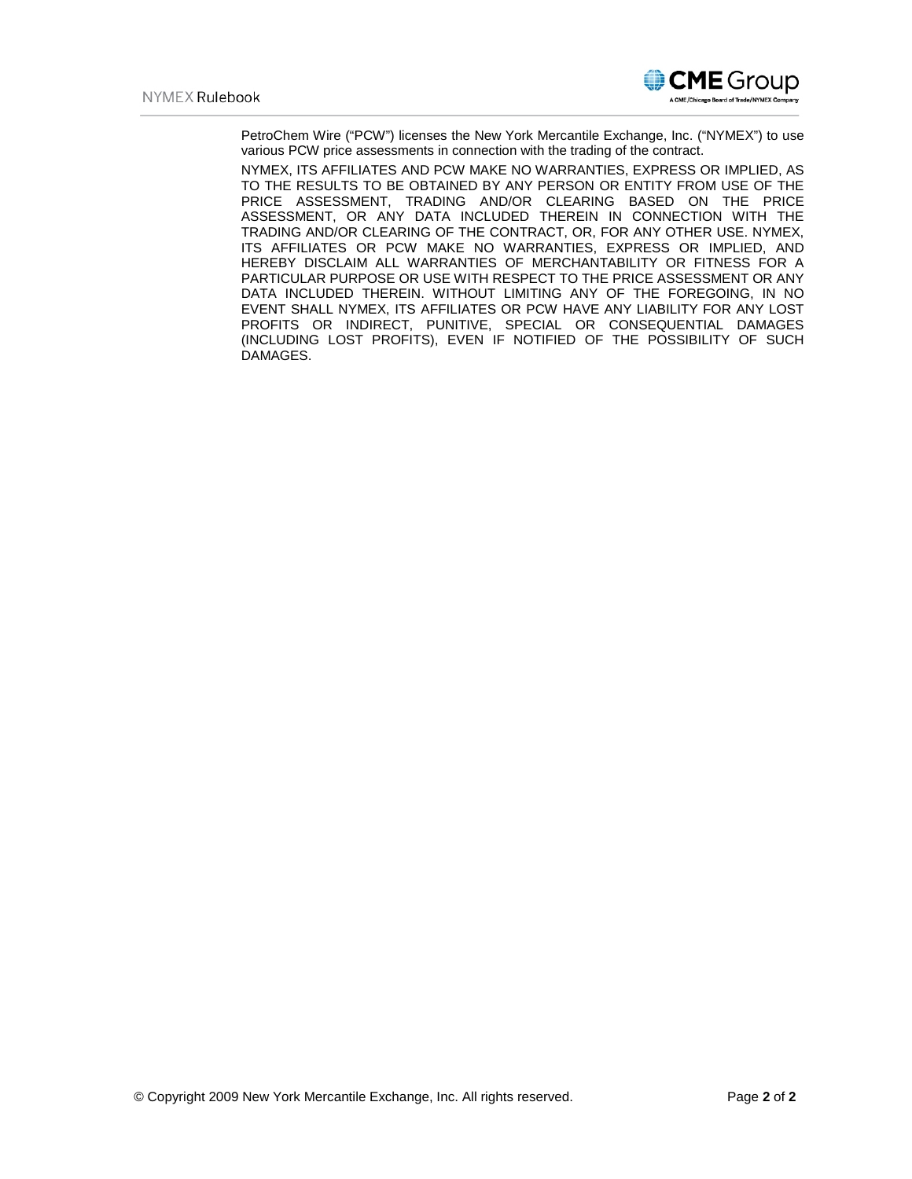PetroChem Wire ("PCW") licenses the New York Mercantile Exchange, Inc. ("NYMEX") to use various PCW price assessments in connection with the trading of the contract.

NYMEX, ITS AFFILIATES AND PCW MAKE NO WARRANTIES, EXPRESS OR IMPLIED, AS TO THE RESULTS TO BE OBTAINED BY ANY PERSON OR ENTITY FROM USE OF THE PRICE ASSESSMENT, TRADING AND/OR CLEARING BASED ON THE PRICE ASSESSMENT, OR ANY DATA INCLUDED THEREIN IN CONNECTION WITH THE TRADING AND/OR CLEARING OF THE CONTRACT, OR, FOR ANY OTHER USE. NYMEX, ITS AFFILIATES OR PCW MAKE NO WARRANTIES, EXPRESS OR IMPLIED, AND HEREBY DISCLAIM ALL WARRANTIES OF MERCHANTABILITY OR FITNESS FOR A PARTICULAR PURPOSE OR USE WITH RESPECT TO THE PRICE ASSESSMENT OR ANY DATA INCLUDED THEREIN. WITHOUT LIMITING ANY OF THE FOREGOING, IN NO EVENT SHALL NYMEX, ITS AFFILIATES OR PCW HAVE ANY LIABILITY FOR ANY LOST PROFITS OR INDIRECT, PUNITIVE, SPECIAL OR CONSEQUENTIAL DAMAGES (INCLUDING LOST PROFITS), EVEN IF NOTIFIED OF THE POSSIBILITY OF SUCH DAMAGES.